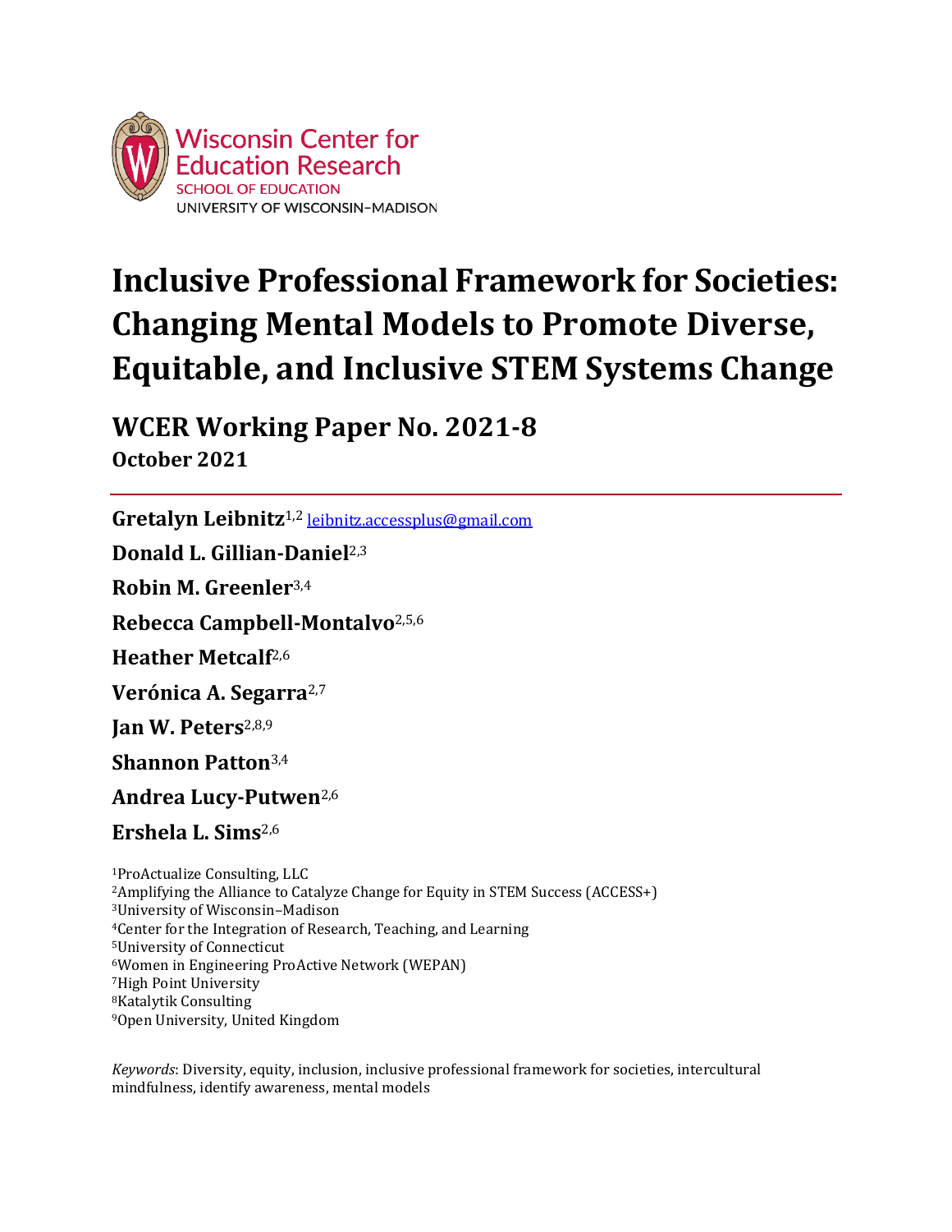Wisconsin Center for Education Research
SCHOOL OF EDUCATION
UNIVERSITY OF WISCONSIN–MADISON

# Inclusive Professional Framework for Societies: Changing Mental Models to Promote Diverse, Equitable, and Inclusive STEM Systems Change

## WCER Working Paper No. 2021-8

**October 2021**

---

**Gretalyn Leibnitz**[1,2] leibnitz.accessplus@gmail.com

**Donald L. Gillian-Daniel**[2,3]

**Robin M. Greenler**[3,4]

**Rebecca Campbell-Montalvo**[2,5,6]

**Heather Metcalf**[2,6]

**Verónica A. Segarra**[2,7]

**Jan W. Peters**[2,8,9]

**Shannon Patton**[3,4]

**Andrea Lucy-Putwen**[2,6]

**Ershela L. Sims**[2,6]

[1]ProActualize Consulting, LLC
[2]Amplifying the Alliance to Catalyze Change for Equity in STEM Success (ACCESS+)
[3]University of Wisconsin–Madison
[4]Center for the Integration of Research, Teaching, and Learning
[5]University of Connecticut
[6]Women in Engineering ProActive Network (WEPAN)
[7]High Point University
[8]Katalytik Consulting
[9]Open University, United Kingdom

*Keywords*: Diversity, equity, inclusion, inclusive professional framework for societies, intercultural mindfulness, identify awareness, mental models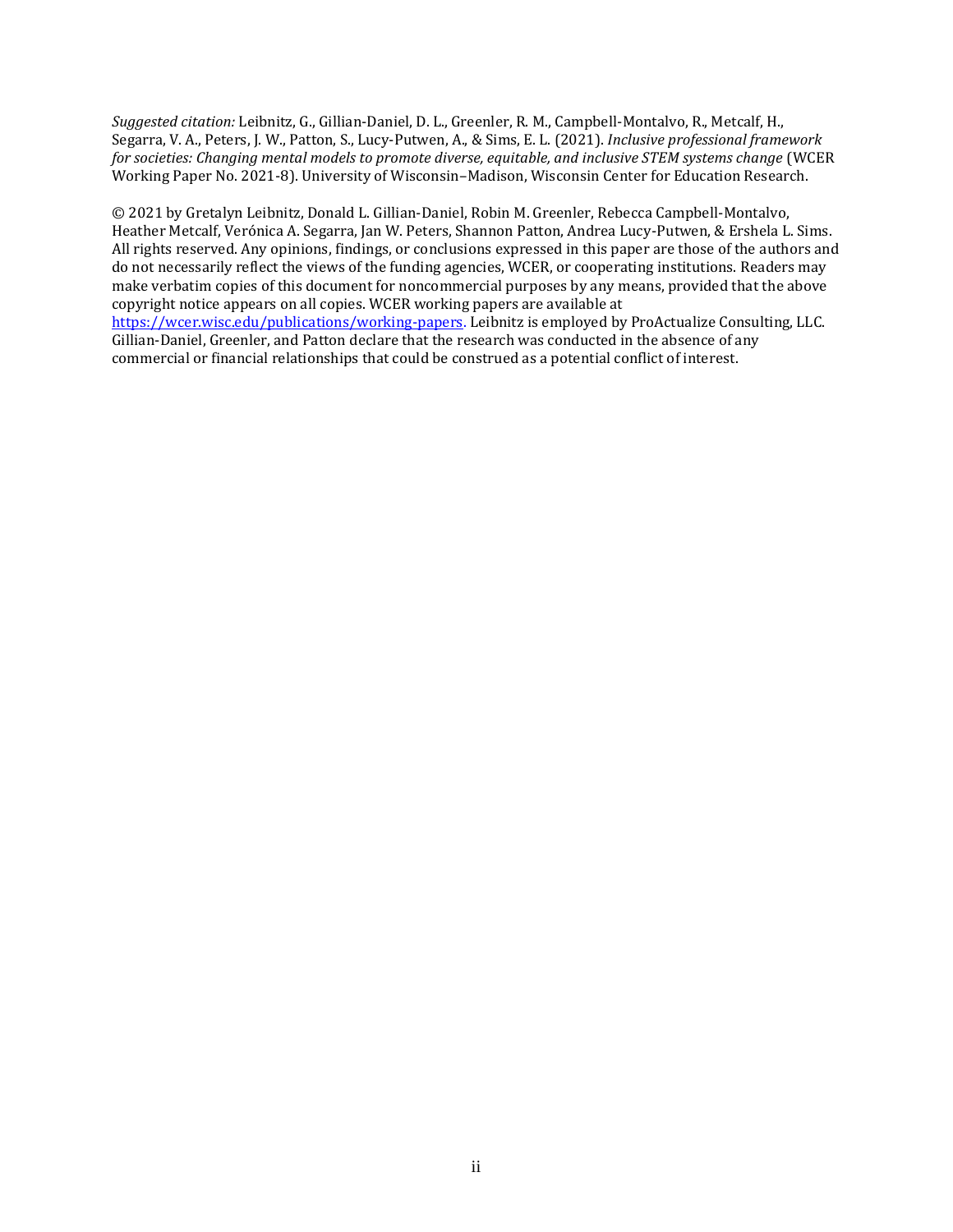*Suggested citation:* Leibnitz, G., Gillian-Daniel, D. L., Greenler, R. M., Campbell-Montalvo, R., Metcalf, H., Segarra, V. A., Peters, J. W., Patton, S., Lucy-Putwen, A., & Sims, E. L. (2021). *Inclusive professional framework for societies: Changing mental models to promote diverse, equitable, and inclusive STEM systems change* (WCER Working Paper No. 2021-8). University of Wisconsin–Madison, Wisconsin Center for Education Research.

© 2021 by Gretalyn Leibnitz, Donald L. Gillian-Daniel, Robin M. Greenler, Rebecca Campbell-Montalvo, Heather Metcalf, Verónica A. Segarra, Jan W. Peters, Shannon Patton, Andrea Lucy-Putwen, & Ershela L. Sims. All rights reserved. Any opinions, findings, or conclusions expressed in this paper are those of the authors and do not necessarily reflect the views of the funding agencies, WCER, or cooperating institutions. Readers may make verbatim copies of this document for noncommercial purposes by any means, provided that the above copyright notice appears on all copies. WCER working papers are available at [https://wcer.wisc.edu/publications/working-papers](https://wcer.wisc.edu/publications/working-papers). Leibnitz is employed by ProActualize Consulting, LLC. Gillian-Daniel, Greenler, and Patton declare that the research was conducted in the absence of any commercial or financial relationships that could be construed as a potential conflict of interest.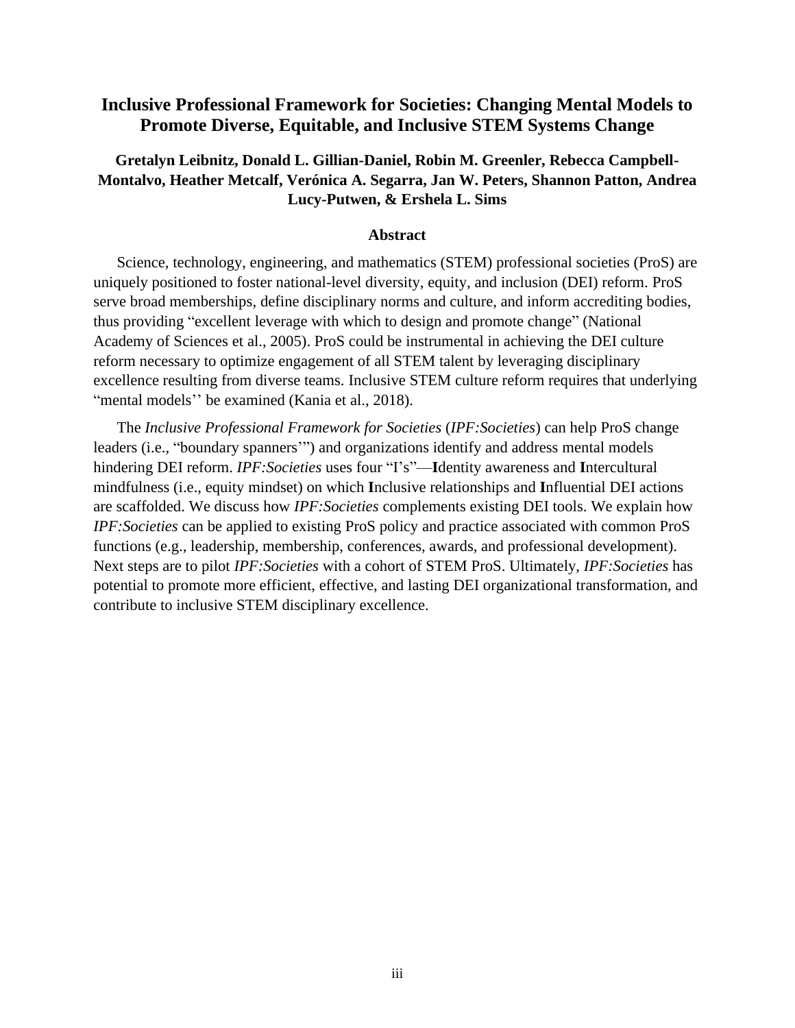# Inclusive Professional Framework for Societies: Changing Mental Models to Promote Diverse, Equitable, and Inclusive STEM Systems Change

**Gretalyn Leibnitz, Donald L. Gillian-Daniel, Robin M. Greenler, Rebecca Campbell-Montalvo, Heather Metcalf, Verónica A. Segarra, Jan W. Peters, Shannon Patton, Andrea Lucy-Putwen, & Ershela L. Sims**

## Abstract

Science, technology, engineering, and mathematics (STEM) professional societies (ProS) are uniquely positioned to foster national-level diversity, equity, and inclusion (DEI) reform. ProS serve broad memberships, define disciplinary norms and culture, and inform accrediting bodies, thus providing "excellent leverage with which to design and promote change" (National Academy of Sciences et al., 2005). ProS could be instrumental in achieving the DEI culture reform necessary to optimize engagement of all STEM talent by leveraging disciplinary excellence resulting from diverse teams. Inclusive STEM culture reform requires that underlying "mental models'' be examined (Kania et al., 2018).

The *Inclusive Professional Framework for Societies* (*IPF:Societies*) can help ProS change leaders (i.e., "boundary spanners'") and organizations identify and address mental models hindering DEI reform. *IPF:Societies* uses four "I's"—**I**dentity awareness and **I**ntercultural mindfulness (i.e., equity mindset) on which **I**nclusive relationships and **I**nfluential DEI actions are scaffolded. We discuss how *IPF:Societies* complements existing DEI tools. We explain how *IPF:Societies* can be applied to existing ProS policy and practice associated with common ProS functions (e.g., leadership, membership, conferences, awards, and professional development). Next steps are to pilot *IPF:Societies* with a cohort of STEM ProS. Ultimately, *IPF:Societies* has potential to promote more efficient, effective, and lasting DEI organizational transformation, and contribute to inclusive STEM disciplinary excellence.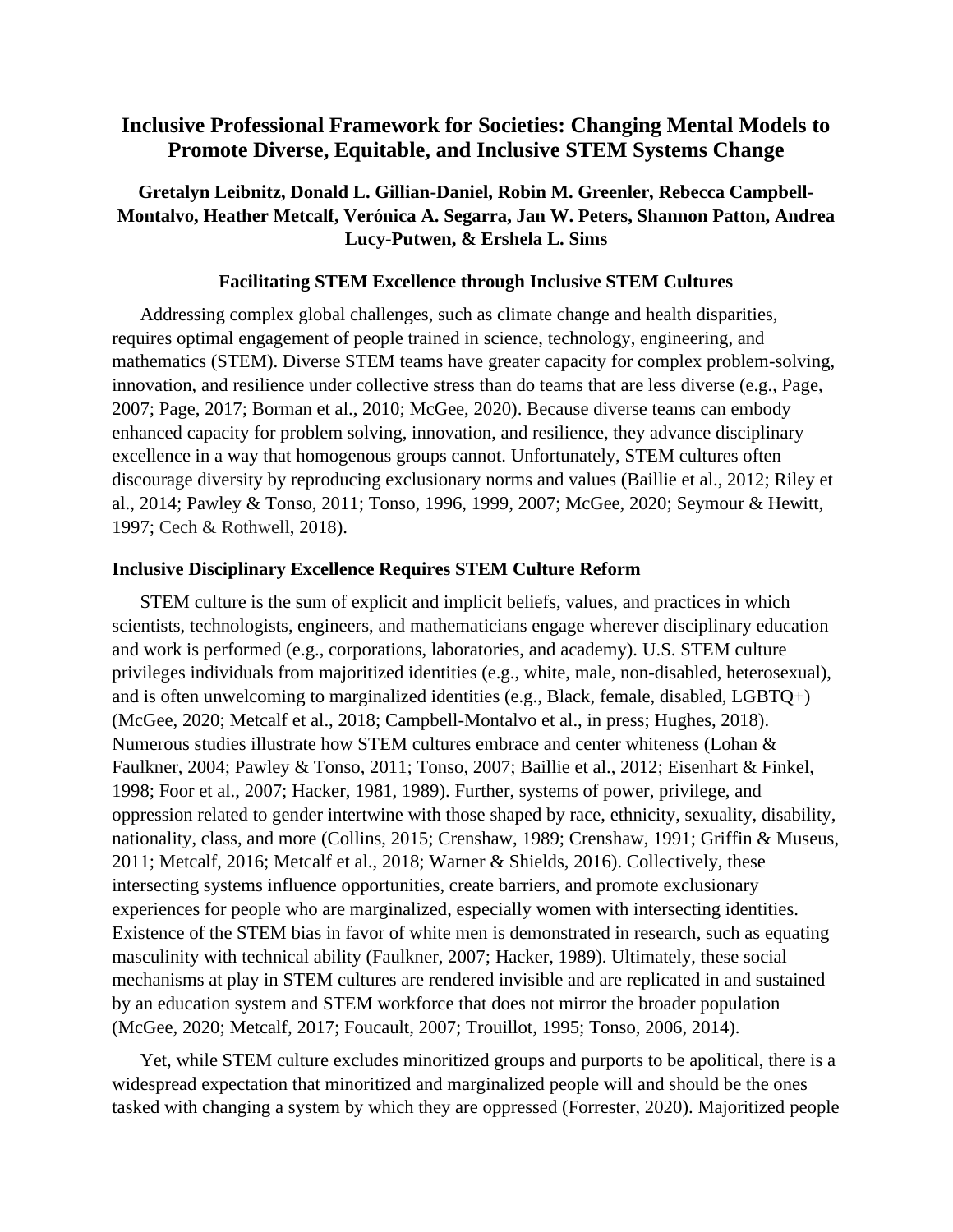# Inclusive Professional Framework for Societies: Changing Mental Models to Promote Diverse, Equitable, and Inclusive STEM Systems Change

**Gretalyn Leibnitz, Donald L. Gillian-Daniel, Robin M. Greenler, Rebecca Campbell-Montalvo, Heather Metcalf, Verónica A. Segarra, Jan W. Peters, Shannon Patton, Andrea Lucy-Putwen, & Ershela L. Sims**

### Facilitating STEM Excellence through Inclusive STEM Cultures

Addressing complex global challenges, such as climate change and health disparities, requires optimal engagement of people trained in science, technology, engineering, and mathematics (STEM). Diverse STEM teams have greater capacity for complex problem-solving, innovation, and resilience under collective stress than do teams that are less diverse (e.g., Page, 2007; Page, 2017; Borman et al., 2010; McGee, 2020). Because diverse teams can embody enhanced capacity for problem solving, innovation, and resilience, they advance disciplinary excellence in a way that homogenous groups cannot. Unfortunately, STEM cultures often discourage diversity by reproducing exclusionary norms and values (Baillie et al., 2012; Riley et al., 2014; Pawley & Tonso, 2011; Tonso, 1996, 1999, 2007; McGee, 2020; Seymour & Hewitt, 1997; Cech & Rothwell, 2018).

### Inclusive Disciplinary Excellence Requires STEM Culture Reform

STEM culture is the sum of explicit and implicit beliefs, values, and practices in which scientists, technologists, engineers, and mathematicians engage wherever disciplinary education and work is performed (e.g., corporations, laboratories, and academy). U.S. STEM culture privileges individuals from majoritized identities (e.g., white, male, non-disabled, heterosexual), and is often unwelcoming to marginalized identities (e.g., Black, female, disabled, LGBTQ+) (McGee, 2020; Metcalf et al., 2018; Campbell-Montalvo et al., in press; Hughes, 2018). Numerous studies illustrate how STEM cultures embrace and center whiteness (Lohan & Faulkner, 2004; Pawley & Tonso, 2011; Tonso, 2007; Baillie et al., 2012; Eisenhart & Finkel, 1998; Foor et al., 2007; Hacker, 1981, 1989). Further, systems of power, privilege, and oppression related to gender intertwine with those shaped by race, ethnicity, sexuality, disability, nationality, class, and more (Collins, 2015; Crenshaw, 1989; Crenshaw, 1991; Griffin & Museus, 2011; Metcalf, 2016; Metcalf et al., 2018; Warner & Shields, 2016). Collectively, these intersecting systems influence opportunities, create barriers, and promote exclusionary experiences for people who are marginalized, especially women with intersecting identities. Existence of the STEM bias in favor of white men is demonstrated in research, such as equating masculinity with technical ability (Faulkner, 2007; Hacker, 1989). Ultimately, these social mechanisms at play in STEM cultures are rendered invisible and are replicated in and sustained by an education system and STEM workforce that does not mirror the broader population (McGee, 2020; Metcalf, 2017; Foucault, 2007; Trouillot, 1995; Tonso, 2006, 2014).

Yet, while STEM culture excludes minoritized groups and purports to be apolitical, there is a widespread expectation that minoritized and marginalized people will and should be the ones tasked with changing a system by which they are oppressed (Forrester, 2020). Majoritized people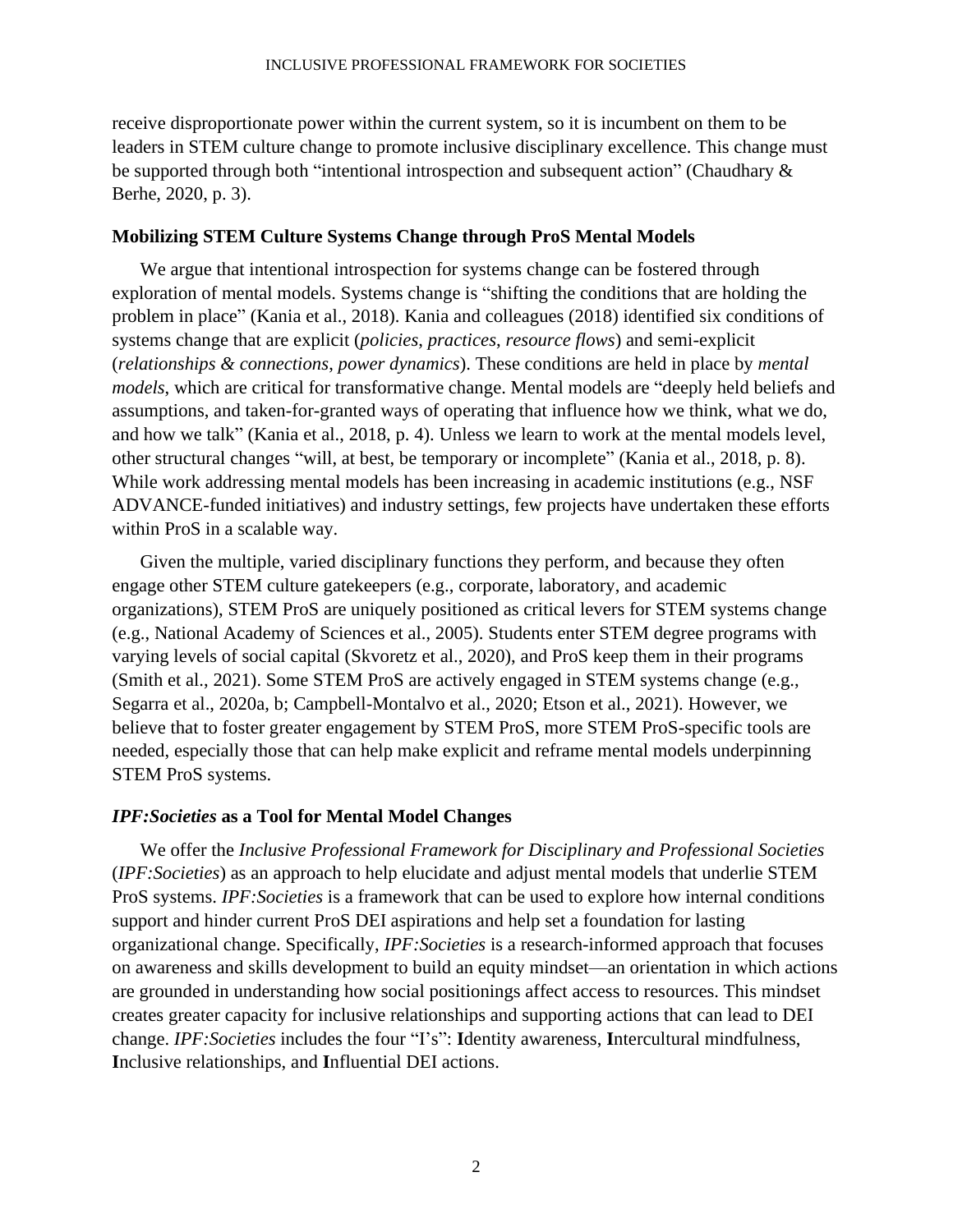receive disproportionate power within the current system, so it is incumbent on them to be leaders in STEM culture change to promote inclusive disciplinary excellence. This change must be supported through both "intentional introspection and subsequent action" (Chaudhary & Berhe, 2020, p. 3).

### Mobilizing STEM Culture Systems Change through ProS Mental Models

We argue that intentional introspection for systems change can be fostered through exploration of mental models. Systems change is "shifting the conditions that are holding the problem in place" (Kania et al., 2018). Kania and colleagues (2018) identified six conditions of systems change that are explicit (*policies*, *practices*, *resource flows*) and semi-explicit (*relationships & connections*, *power dynamics*). These conditions are held in place by *mental models*, which are critical for transformative change. Mental models are "deeply held beliefs and assumptions, and taken-for-granted ways of operating that influence how we think, what we do, and how we talk" (Kania et al., 2018, p. 4). Unless we learn to work at the mental models level, other structural changes "will, at best, be temporary or incomplete" (Kania et al., 2018, p. 8). While work addressing mental models has been increasing in academic institutions (e.g., NSF ADVANCE-funded initiatives) and industry settings, few projects have undertaken these efforts within ProS in a scalable way.

Given the multiple, varied disciplinary functions they perform, and because they often engage other STEM culture gatekeepers (e.g., corporate, laboratory, and academic organizations), STEM ProS are uniquely positioned as critical levers for STEM systems change (e.g., National Academy of Sciences et al., 2005). Students enter STEM degree programs with varying levels of social capital (Skvoretz et al., 2020), and ProS keep them in their programs (Smith et al., 2021). Some STEM ProS are actively engaged in STEM systems change (e.g., Segarra et al., 2020a, b; Campbell-Montalvo et al., 2020; Etson et al., 2021). However, we believe that to foster greater engagement by STEM ProS, more STEM ProS-specific tools are needed, especially those that can help make explicit and reframe mental models underpinning STEM ProS systems.

### *IPF:Societies* as a Tool for Mental Model Changes

We offer the *Inclusive Professional Framework for Disciplinary and Professional Societies* (*IPF:Societies*) as an approach to help elucidate and adjust mental models that underlie STEM ProS systems. *IPF:Societies* is a framework that can be used to explore how internal conditions support and hinder current ProS DEI aspirations and help set a foundation for lasting organizational change. Specifically, *IPF:Societies* is a research-informed approach that focuses on awareness and skills development to build an equity mindset—an orientation in which actions are grounded in understanding how social positionings affect access to resources. This mindset creates greater capacity for inclusive relationships and supporting actions that can lead to DEI change. *IPF:Societies* includes the four "I's": **I**dentity awareness, **I**ntercultural mindfulness, **I**nclusive relationships, and **I**nfluential DEI actions.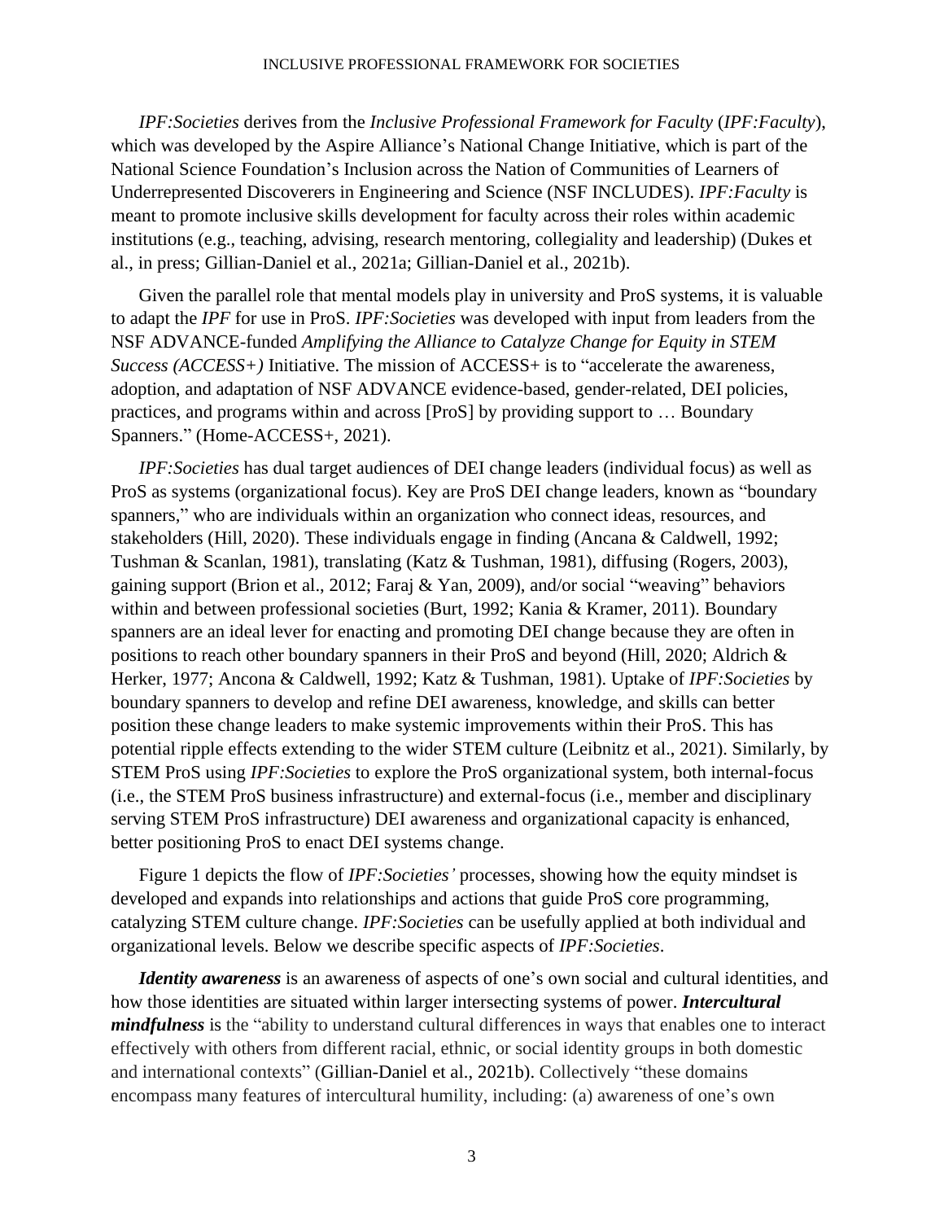*IPF:Societies* derives from the *Inclusive Professional Framework for Faculty* (*IPF:Faculty*), which was developed by the Aspire Alliance's National Change Initiative, which is part of the National Science Foundation's Inclusion across the Nation of Communities of Learners of Underrepresented Discoverers in Engineering and Science (NSF INCLUDES). *IPF:Faculty* is meant to promote inclusive skills development for faculty across their roles within academic institutions (e.g., teaching, advising, research mentoring, collegiality and leadership) (Dukes et al., in press; Gillian-Daniel et al., 2021a; Gillian-Daniel et al., 2021b).

Given the parallel role that mental models play in university and ProS systems, it is valuable to adapt the *IPF* for use in ProS. *IPF:Societies* was developed with input from leaders from the NSF ADVANCE-funded *Amplifying the Alliance to Catalyze Change for Equity in STEM Success (ACCESS+)* Initiative. The mission of ACCESS+ is to "accelerate the awareness, adoption, and adaptation of NSF ADVANCE evidence-based, gender-related, DEI policies, practices, and programs within and across [ProS] by providing support to … Boundary Spanners." (Home-ACCESS+, 2021).

*IPF:Societies* has dual target audiences of DEI change leaders (individual focus) as well as ProS as systems (organizational focus). Key are ProS DEI change leaders, known as "boundary spanners," who are individuals within an organization who connect ideas, resources, and stakeholders (Hill, 2020). These individuals engage in finding (Ancana & Caldwell, 1992; Tushman & Scanlan, 1981), translating (Katz & Tushman, 1981), diffusing (Rogers, 2003), gaining support (Brion et al., 2012; Faraj & Yan, 2009), and/or social "weaving" behaviors within and between professional societies (Burt, 1992; Kania & Kramer, 2011). Boundary spanners are an ideal lever for enacting and promoting DEI change because they are often in positions to reach other boundary spanners in their ProS and beyond (Hill, 2020; Aldrich & Herker, 1977; Ancona & Caldwell, 1992; Katz & Tushman, 1981). Uptake of *IPF:Societies* by boundary spanners to develop and refine DEI awareness, knowledge, and skills can better position these change leaders to make systemic improvements within their ProS. This has potential ripple effects extending to the wider STEM culture (Leibnitz et al., 2021). Similarly, by STEM ProS using *IPF:Societies* to explore the ProS organizational system, both internal-focus (i.e., the STEM ProS business infrastructure) and external-focus (i.e., member and disciplinary serving STEM ProS infrastructure) DEI awareness and organizational capacity is enhanced, better positioning ProS to enact DEI systems change.

Figure 1 depicts the flow of *IPF:Societies'* processes, showing how the equity mindset is developed and expands into relationships and actions that guide ProS core programming, catalyzing STEM culture change. *IPF:Societies* can be usefully applied at both individual and organizational levels. Below we describe specific aspects of *IPF:Societies*.

***Identity awareness*** is an awareness of aspects of one's own social and cultural identities, and how those identities are situated within larger intersecting systems of power. ***Intercultural mindfulness*** is the "ability to understand cultural differences in ways that enables one to interact effectively with others from different racial, ethnic, or social identity groups in both domestic and international contexts" (Gillian-Daniel et al., 2021b). Collectively "these domains encompass many features of intercultural humility, including: (a) awareness of one's own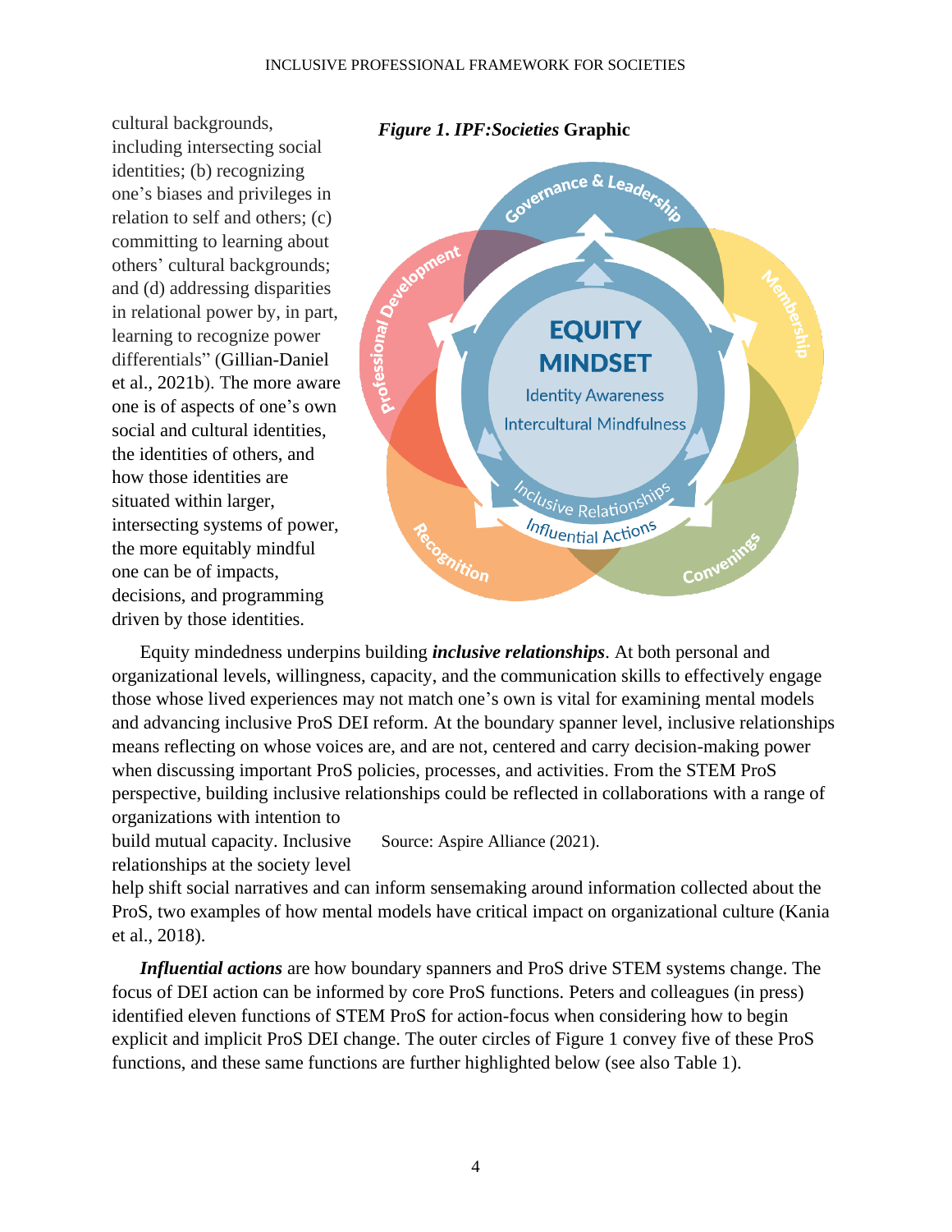cultural backgrounds, including intersecting social identities; (b) recognizing one's biases and privileges in relation to self and others; (c) committing to learning about others' cultural backgrounds; and (d) addressing disparities in relational power by, in part, learning to recognize power differentials" (Gillian-Daniel et al., 2021b). The more aware one is of aspects of one's own social and cultural identities, the identities of others, and how those identities are situated within larger, intersecting systems of power, the more equitably mindful one can be of impacts, decisions, and programming driven by those identities.

***Figure 1. IPF:Societies* Graphic**

Source: Aspire Alliance (2021).

Equity mindedness underpins building ***inclusive relationships***. At both personal and organizational levels, willingness, capacity, and the communication skills to effectively engage those whose lived experiences may not match one's own is vital for examining mental models and advancing inclusive ProS DEI reform. At the boundary spanner level, inclusive relationships means reflecting on whose voices are, and are not, centered and carry decision-making power when discussing important ProS policies, processes, and activities. From the STEM ProS perspective, building inclusive relationships could be reflected in collaborations with a range of organizations with intention to build mutual capacity. Inclusive relationships at the society level help shift social narratives and can inform sensemaking around information collected about the ProS, two examples of how mental models have critical impact on organizational culture (Kania et al., 2018).

***Influential actions*** are how boundary spanners and ProS drive STEM systems change. The focus of DEI action can be informed by core ProS functions. Peters and colleagues (in press) identified eleven functions of STEM ProS for action-focus when considering how to begin explicit and implicit ProS DEI change. The outer circles of Figure 1 convey five of these ProS functions, and these same functions are further highlighted below (see also Table 1).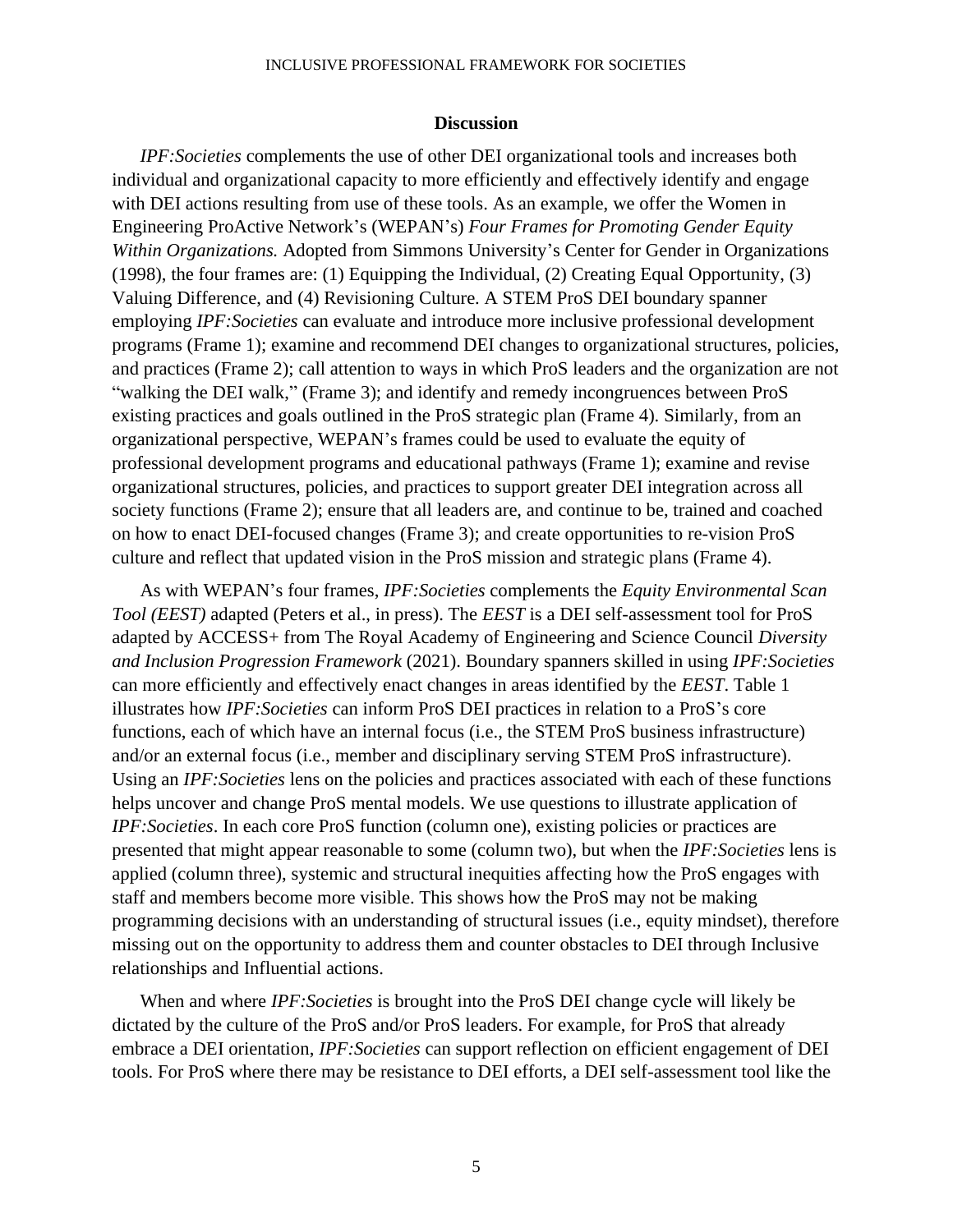## Discussion

*IPF:Societies* complements the use of other DEI organizational tools and increases both individual and organizational capacity to more efficiently and effectively identify and engage with DEI actions resulting from use of these tools. As an example, we offer the Women in Engineering ProActive Network's (WEPAN's) *Four Frames for Promoting Gender Equity Within Organizations.* Adopted from Simmons University's Center for Gender in Organizations (1998), the four frames are: (1) Equipping the Individual, (2) Creating Equal Opportunity, (3) Valuing Difference, and (4) Revisioning Culture. A STEM ProS DEI boundary spanner employing *IPF:Societies* can evaluate and introduce more inclusive professional development programs (Frame 1); examine and recommend DEI changes to organizational structures, policies, and practices (Frame 2); call attention to ways in which ProS leaders and the organization are not "walking the DEI walk," (Frame 3); and identify and remedy incongruences between ProS existing practices and goals outlined in the ProS strategic plan (Frame 4). Similarly, from an organizational perspective, WEPAN's frames could be used to evaluate the equity of professional development programs and educational pathways (Frame 1); examine and revise organizational structures, policies, and practices to support greater DEI integration across all society functions (Frame 2); ensure that all leaders are, and continue to be, trained and coached on how to enact DEI-focused changes (Frame 3); and create opportunities to re-vision ProS culture and reflect that updated vision in the ProS mission and strategic plans (Frame 4).

As with WEPAN's four frames, *IPF:Societies* complements the *Equity Environmental Scan Tool (EEST)* adapted (Peters et al., in press). The *EEST* is a DEI self-assessment tool for ProS adapted by ACCESS+ from The Royal Academy of Engineering and Science Council *Diversity and Inclusion Progression Framework* (2021). Boundary spanners skilled in using *IPF:Societies* can more efficiently and effectively enact changes in areas identified by the *EEST*. Table 1 illustrates how *IPF:Societies* can inform ProS DEI practices in relation to a ProS's core functions, each of which have an internal focus (i.e., the STEM ProS business infrastructure) and/or an external focus (i.e., member and disciplinary serving STEM ProS infrastructure). Using an *IPF:Societies* lens on the policies and practices associated with each of these functions helps uncover and change ProS mental models. We use questions to illustrate application of *IPF:Societies*. In each core ProS function (column one), existing policies or practices are presented that might appear reasonable to some (column two), but when the *IPF:Societies* lens is applied (column three), systemic and structural inequities affecting how the ProS engages with staff and members become more visible. This shows how the ProS may not be making programming decisions with an understanding of structural issues (i.e., equity mindset), therefore missing out on the opportunity to address them and counter obstacles to DEI through Inclusive relationships and Influential actions.

When and where *IPF:Societies* is brought into the ProS DEI change cycle will likely be dictated by the culture of the ProS and/or ProS leaders. For example, for ProS that already embrace a DEI orientation, *IPF:Societies* can support reflection on efficient engagement of DEI tools. For ProS where there may be resistance to DEI efforts, a DEI self-assessment tool like the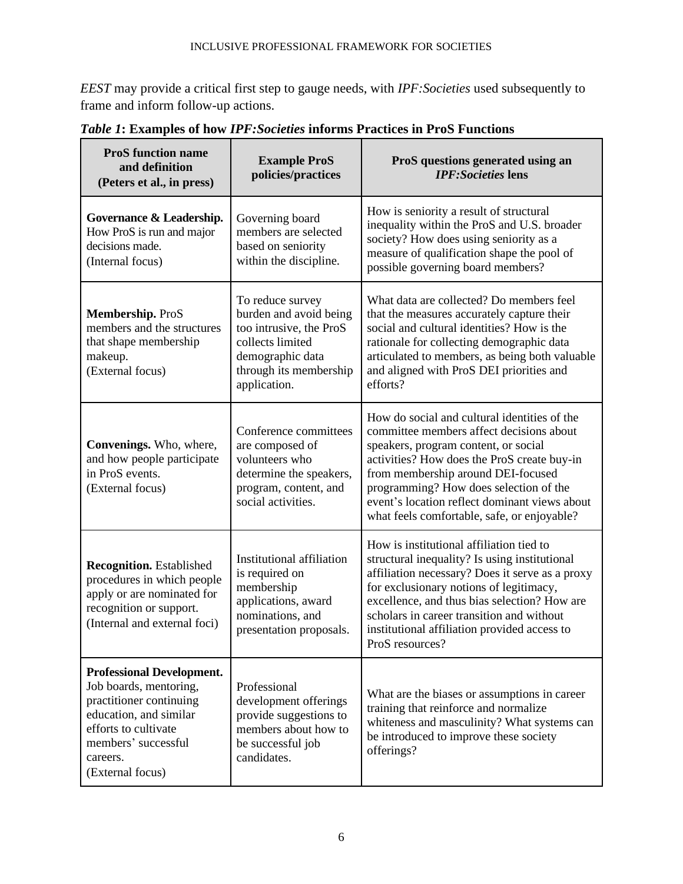*EEST* may provide a critical first step to gauge needs, with *IPF:Societies* used subsequently to frame and inform follow-up actions.

***Table 1*: Examples of how *IPF:Societies* informs Practices in ProS Functions**

| ProS function name and definition (Peters et al., in press) | Example ProS policies/practices | ProS questions generated using an *IPF:Societies* lens |
|---|---|---|
| **Governance & Leadership.** How ProS is run and major decisions made. (Internal focus) | Governing board members are selected based on seniority within the discipline. | How is seniority a result of structural inequality within the ProS and U.S. broader society? How does using seniority as a measure of qualification shape the pool of possible governing board members? |
| **Membership.** ProS members and the structures that shape membership makeup. (External focus) | To reduce survey burden and avoid being too intrusive, the ProS collects limited demographic data through its membership application. | What data are collected? Do members feel that the measures accurately capture their social and cultural identities? How is the rationale for collecting demographic data articulated to members, as being both valuable and aligned with ProS DEI priorities and efforts? |
| **Convenings.** Who, where, and how people participate in ProS events. (External focus) | Conference committees are composed of volunteers who determine the speakers, program, content, and social activities. | How do social and cultural identities of the committee members affect decisions about speakers, program content, or social activities? How does the ProS create buy-in from membership around DEI-focused programming? How does selection of the event's location reflect dominant views about what feels comfortable, safe, or enjoyable? |
| **Recognition.** Established procedures in which people apply or are nominated for recognition or support. (Internal and external foci) | Institutional affiliation is required on membership applications, award nominations, and presentation proposals. | How is institutional affiliation tied to structural inequality? Is using institutional affiliation necessary? Does it serve as a proxy for exclusionary notions of legitimacy, excellence, and thus bias selection? How are scholars in career transition and without institutional affiliation provided access to ProS resources? |
| **Professional Development.** Job boards, mentoring, practitioner continuing education, and similar efforts to cultivate members' successful careers. (External focus) | Professional development offerings provide suggestions to members about how to be successful job candidates. | What are the biases or assumptions in career training that reinforce and normalize whiteness and masculinity? What systems can be introduced to improve these society offerings? |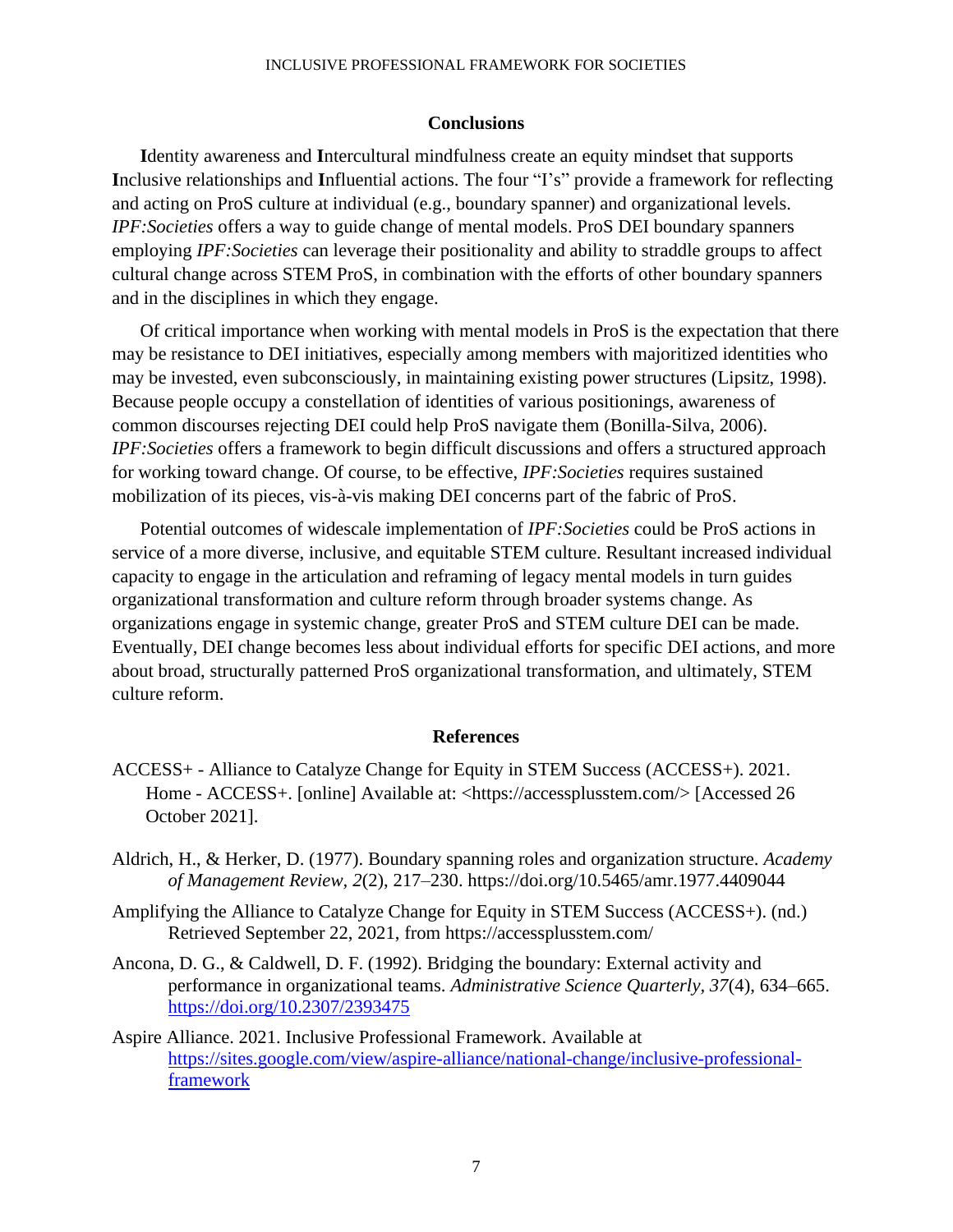## Conclusions

**I**dentity awareness and **I**ntercultural mindfulness create an equity mindset that supports **I**nclusive relationships and **I**nfluential actions. The four "I's" provide a framework for reflecting and acting on ProS culture at individual (e.g., boundary spanner) and organizational levels. *IPF:Societies* offers a way to guide change of mental models. ProS DEI boundary spanners employing *IPF:Societies* can leverage their positionality and ability to straddle groups to affect cultural change across STEM ProS, in combination with the efforts of other boundary spanners and in the disciplines in which they engage.

Of critical importance when working with mental models in ProS is the expectation that there may be resistance to DEI initiatives, especially among members with majoritized identities who may be invested, even subconsciously, in maintaining existing power structures (Lipsitz, 1998). Because people occupy a constellation of identities of various positionings, awareness of common discourses rejecting DEI could help ProS navigate them (Bonilla-Silva, 2006). *IPF:Societies* offers a framework to begin difficult discussions and offers a structured approach for working toward change. Of course, to be effective, *IPF:Societies* requires sustained mobilization of its pieces, vis-à-vis making DEI concerns part of the fabric of ProS.

Potential outcomes of widescale implementation of *IPF:Societies* could be ProS actions in service of a more diverse, inclusive, and equitable STEM culture. Resultant increased individual capacity to engage in the articulation and reframing of legacy mental models in turn guides organizational transformation and culture reform through broader systems change. As organizations engage in systemic change, greater ProS and STEM culture DEI can be made. Eventually, DEI change becomes less about individual efforts for specific DEI actions, and more about broad, structurally patterned ProS organizational transformation, and ultimately, STEM culture reform.

## References

ACCESS+ - Alliance to Catalyze Change for Equity in STEM Success (ACCESS+). 2021. Home - ACCESS+. [online] Available at: <https://accessplusstem.com/> [Accessed 26 October 2021].

Aldrich, H., & Herker, D. (1977). Boundary spanning roles and organization structure. *Academy of Management Review, 2*(2), 217–230. https://doi.org/10.5465/amr.1977.4409044

Amplifying the Alliance to Catalyze Change for Equity in STEM Success (ACCESS+). (nd.) Retrieved September 22, 2021, from https://accessplusstem.com/

Ancona, D. G., & Caldwell, D. F. (1992). Bridging the boundary: External activity and performance in organizational teams. *Administrative Science Quarterly, 37*(4), 634–665. https://doi.org/10.2307/2393475

Aspire Alliance. 2021. Inclusive Professional Framework. Available at https://sites.google.com/view/aspire-alliance/national-change/inclusive-professional-framework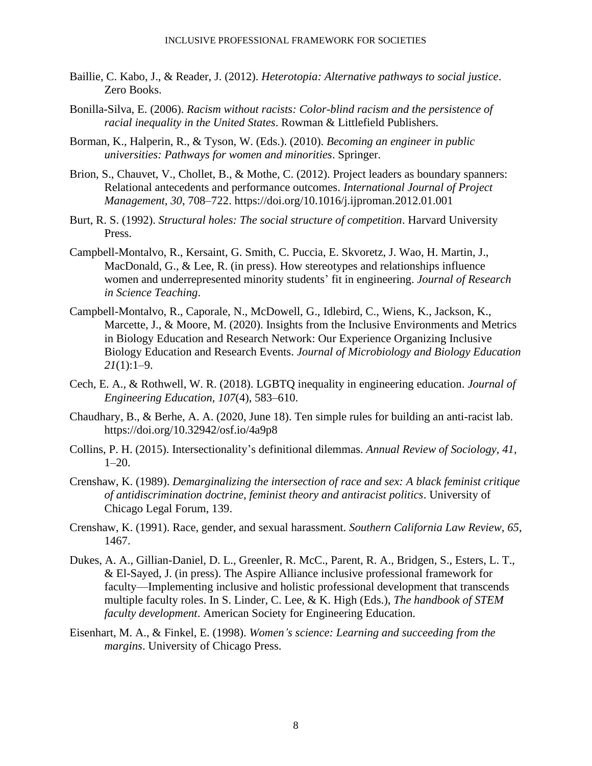Baillie, C. Kabo, J., & Reader, J. (2012). *Heterotopia: Alternative pathways to social justice*. Zero Books.

Bonilla-Silva, E. (2006). *Racism without racists: Color-blind racism and the persistence of racial inequality in the United States*. Rowman & Littlefield Publishers.

Borman, K., Halperin, R., & Tyson, W. (Eds.). (2010). *Becoming an engineer in public universities: Pathways for women and minorities*. Springer.

Brion, S., Chauvet, V., Chollet, B., & Mothe, C. (2012). Project leaders as boundary spanners: Relational antecedents and performance outcomes. *International Journal of Project Management, 30*, 708–722. https://doi.org/10.1016/j.ijproman.2012.01.001

Burt, R. S. (1992). *Structural holes: The social structure of competition*. Harvard University Press.

Campbell-Montalvo, R., Kersaint, G. Smith, C. Puccia, E. Skvoretz, J. Wao, H. Martin, J., MacDonald, G., & Lee, R. (in press). How stereotypes and relationships influence women and underrepresented minority students' fit in engineering. *Journal of Research in Science Teaching*.

Campbell-Montalvo, R., Caporale, N., McDowell, G., Idlebird, C., Wiens, K., Jackson, K., Marcette, J., & Moore, M. (2020). Insights from the Inclusive Environments and Metrics in Biology Education and Research Network: Our Experience Organizing Inclusive Biology Education and Research Events. *Journal of Microbiology and Biology Education 21*(1):1–9.

Cech, E. A., & Rothwell, W. R. (2018). LGBTQ inequality in engineering education. *Journal of Engineering Education, 107*(4), 583–610.

Chaudhary, B., & Berhe, A. A. (2020, June 18). Ten simple rules for building an anti-racist lab. https://doi.org/10.32942/osf.io/4a9p8

Collins, P. H. (2015). Intersectionality's definitional dilemmas. *Annual Review of Sociology, 41*, 1–20.

Crenshaw, K. (1989). *Demarginalizing the intersection of race and sex: A black feminist critique of antidiscrimination doctrine, feminist theory and antiracist politics*. University of Chicago Legal Forum, 139.

Crenshaw, K. (1991). Race, gender, and sexual harassment. *Southern California Law Review, 65*, 1467.

Dukes, A. A., Gillian-Daniel, D. L., Greenler, R. McC., Parent, R. A., Bridgen, S., Esters, L. T., & El-Sayed, J. (in press). The Aspire Alliance inclusive professional framework for faculty—Implementing inclusive and holistic professional development that transcends multiple faculty roles. In S. Linder, C. Lee, & K. High (Eds.), *The handbook of STEM faculty development*. American Society for Engineering Education.

Eisenhart, M. A., & Finkel, E. (1998). *Women's science: Learning and succeeding from the margins*. University of Chicago Press.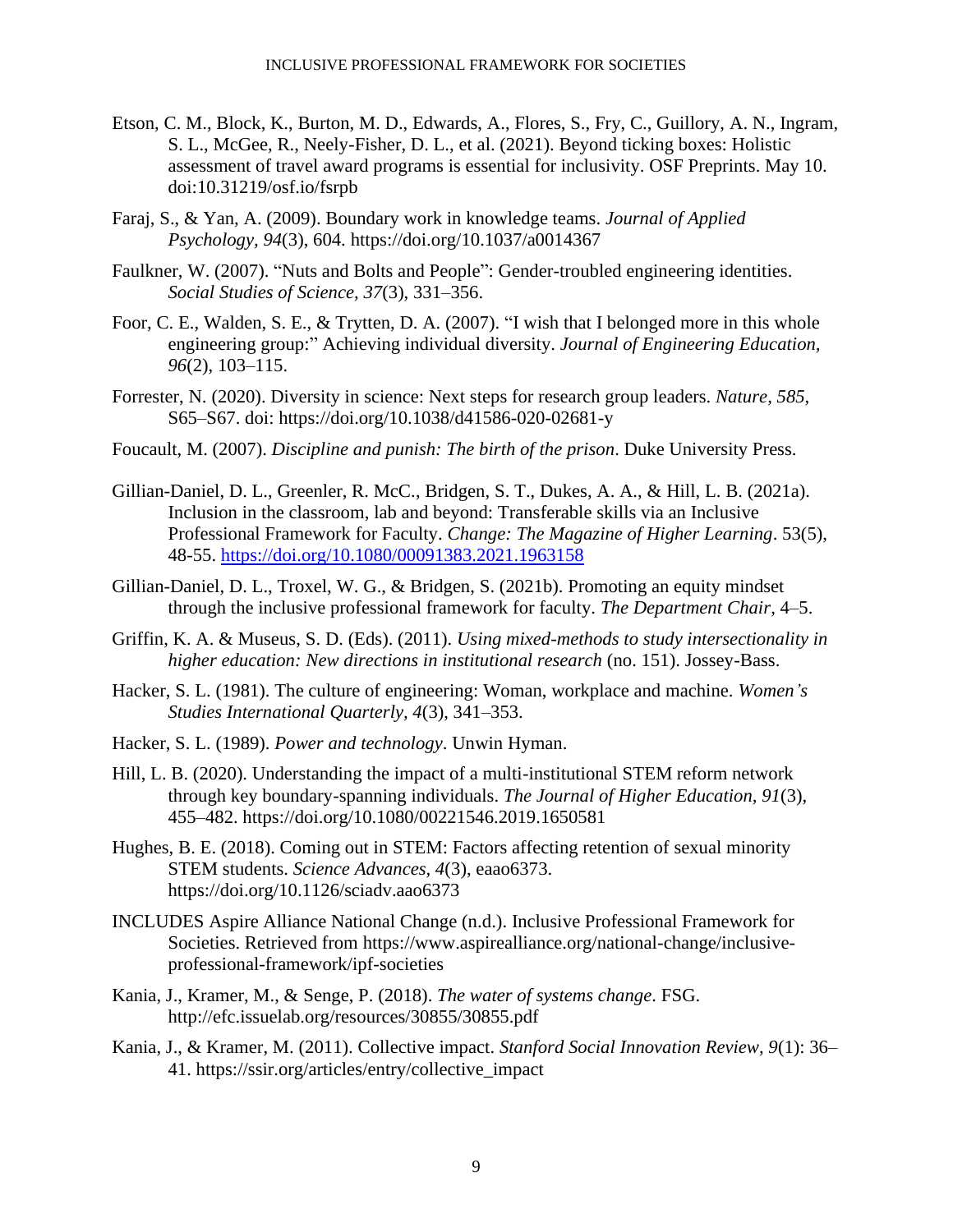Etson, C. M., Block, K., Burton, M. D., Edwards, A., Flores, S., Fry, C., Guillory, A. N., Ingram, S. L., McGee, R., Neely-Fisher, D. L., et al. (2021). Beyond ticking boxes: Holistic assessment of travel award programs is essential for inclusivity. OSF Preprints. May 10. doi:10.31219/osf.io/fsrpb

Faraj, S., & Yan, A. (2009). Boundary work in knowledge teams. *Journal of Applied Psychology, 94*(3), 604. https://doi.org/10.1037/a0014367

Faulkner, W. (2007). "Nuts and Bolts and People": Gender-troubled engineering identities. *Social Studies of Science, 37*(3), 331–356.

Foor, C. E., Walden, S. E., & Trytten, D. A. (2007). "I wish that I belonged more in this whole engineering group:" Achieving individual diversity. *Journal of Engineering Education, 96*(2), 103–115.

Forrester, N. (2020). Diversity in science: Next steps for research group leaders. *Nature, 585*, S65–S67. doi: https://doi.org/10.1038/d41586-020-02681-y

Foucault, M. (2007). *Discipline and punish: The birth of the prison*. Duke University Press.

Gillian-Daniel, D. L., Greenler, R. McC., Bridgen, S. T., Dukes, A. A., & Hill, L. B. (2021a). Inclusion in the classroom, lab and beyond: Transferable skills via an Inclusive Professional Framework for Faculty. *Change: The Magazine of Higher Learning*. 53(5), 48-55. https://doi.org/10.1080/00091383.2021.1963158

Gillian-Daniel, D. L., Troxel, W. G., & Bridgen, S. (2021b). Promoting an equity mindset through the inclusive professional framework for faculty. *The Department Chair*, 4–5.

Griffin, K. A. & Museus, S. D. (Eds). (2011). *Using mixed-methods to study intersectionality in higher education: New directions in institutional research* (no. 151). Jossey-Bass.

Hacker, S. L. (1981). The culture of engineering: Woman, workplace and machine. *Women's Studies International Quarterly, 4*(3), 341–353.

Hacker, S. L. (1989). *Power and technology*. Unwin Hyman.

Hill, L. B. (2020). Understanding the impact of a multi-institutional STEM reform network through key boundary-spanning individuals. *The Journal of Higher Education, 91*(3), 455–482. https://doi.org/10.1080/00221546.2019.1650581

Hughes, B. E. (2018). Coming out in STEM: Factors affecting retention of sexual minority STEM students. *Science Advances, 4*(3), eaao6373. https://doi.org/10.1126/sciadv.aao6373

INCLUDES Aspire Alliance National Change (n.d.). Inclusive Professional Framework for Societies. Retrieved from https://www.aspirealliance.org/national-change/inclusive-professional-framework/ipf-societies

Kania, J., Kramer, M., & Senge, P. (2018). *The water of systems change*. FSG. http://efc.issuelab.org/resources/30855/30855.pdf

Kania, J., & Kramer, M. (2011). Collective impact. *Stanford Social Innovation Review, 9*(1): 36–41. https://ssir.org/articles/entry/collective_impact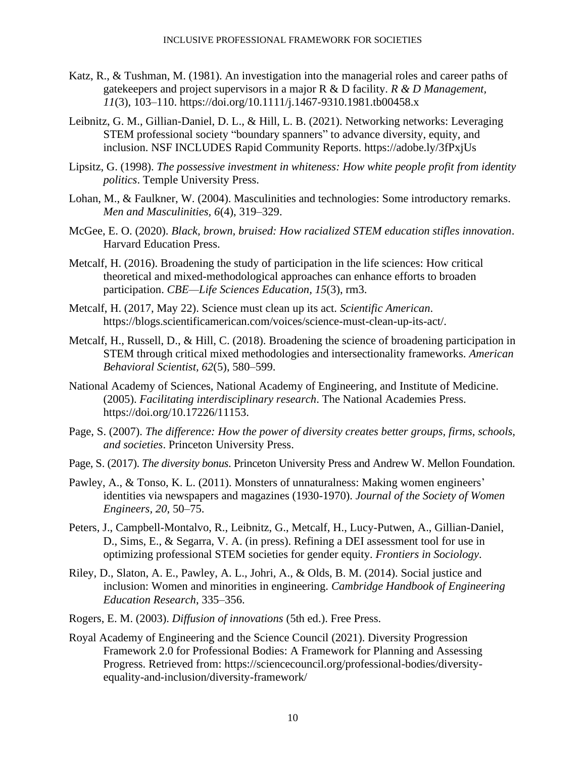Katz, R., & Tushman, M. (1981). An investigation into the managerial roles and career paths of gatekeepers and project supervisors in a major R & D facility. *R & D Management, 11*(3), 103–110. https://doi.org/10.1111/j.1467-9310.1981.tb00458.x

Leibnitz, G. M., Gillian-Daniel, D. L., & Hill, L. B. (2021). Networking networks: Leveraging STEM professional society "boundary spanners" to advance diversity, equity, and inclusion. NSF INCLUDES Rapid Community Reports. https://adobe.ly/3fPxjUs

Lipsitz, G. (1998). *The possessive investment in whiteness: How white people profit from identity politics*. Temple University Press.

Lohan, M., & Faulkner, W. (2004). Masculinities and technologies: Some introductory remarks. *Men and Masculinities, 6*(4), 319–329.

McGee, E. O. (2020). *Black, brown, bruised: How racialized STEM education stifles innovation*. Harvard Education Press.

Metcalf, H. (2016). Broadening the study of participation in the life sciences: How critical theoretical and mixed-methodological approaches can enhance efforts to broaden participation. *CBE—Life Sciences Education, 15*(3), rm3.

Metcalf, H. (2017, May 22). Science must clean up its act. *Scientific American*. https://blogs.scientificamerican.com/voices/science-must-clean-up-its-act/.

Metcalf, H., Russell, D., & Hill, C. (2018). Broadening the science of broadening participation in STEM through critical mixed methodologies and intersectionality frameworks. *American Behavioral Scientist, 62*(5), 580–599.

National Academy of Sciences, National Academy of Engineering, and Institute of Medicine. (2005). *Facilitating interdisciplinary research*. The National Academies Press. https://doi.org/10.17226/11153.

Page, S. (2007). *The difference: How the power of diversity creates better groups, firms, schools, and societies*. Princeton University Press.

Page, S. (2017). *The diversity bonus*. Princeton University Press and Andrew W. Mellon Foundation.

Pawley, A., & Tonso, K. L. (2011). Monsters of unnaturalness: Making women engineers' identities via newspapers and magazines (1930-1970). *Journal of the Society of Women Engineers, 20*, 50–75.

Peters, J., Campbell-Montalvo, R., Leibnitz, G., Metcalf, H., Lucy-Putwen, A., Gillian-Daniel, D., Sims, E., & Segarra, V. A. (in press). Refining a DEI assessment tool for use in optimizing professional STEM societies for gender equity. *Frontiers in Sociology*.

Riley, D., Slaton, A. E., Pawley, A. L., Johri, A., & Olds, B. M. (2014). Social justice and inclusion: Women and minorities in engineering. *Cambridge Handbook of Engineering Education Research*, 335–356.

Rogers, E. M. (2003). *Diffusion of innovations* (5th ed.). Free Press.

Royal Academy of Engineering and the Science Council (2021). Diversity Progression Framework 2.0 for Professional Bodies: A Framework for Planning and Assessing Progress. Retrieved from: https://sciencecouncil.org/professional-bodies/diversity-equality-and-inclusion/diversity-framework/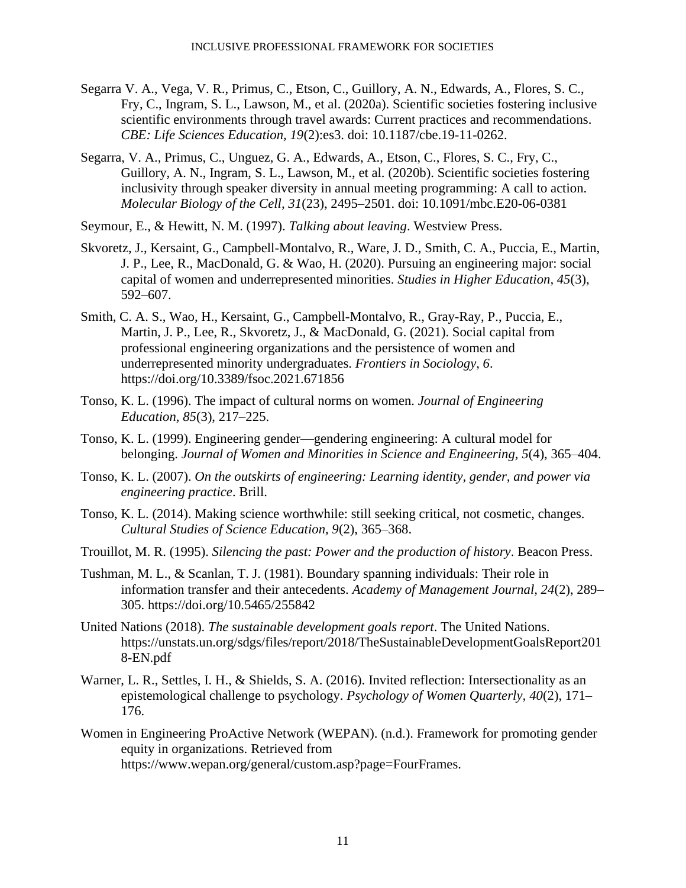Segarra V. A., Vega, V. R., Primus, C., Etson, C., Guillory, A. N., Edwards, A., Flores, S. C., Fry, C., Ingram, S. L., Lawson, M., et al. (2020a). Scientific societies fostering inclusive scientific environments through travel awards: Current practices and recommendations. *CBE: Life Sciences Education, 19*(2):es3. doi: 10.1187/cbe.19-11-0262.

Segarra, V. A., Primus, C., Unguez, G. A., Edwards, A., Etson, C., Flores, S. C., Fry, C., Guillory, A. N., Ingram, S. L., Lawson, M., et al. (2020b). Scientific societies fostering inclusivity through speaker diversity in annual meeting programming: A call to action. *Molecular Biology of the Cell, 31*(23), 2495–2501. doi: 10.1091/mbc.E20-06-0381

Seymour, E., & Hewitt, N. M. (1997). *Talking about leaving*. Westview Press.

Skvoretz, J., Kersaint, G., Campbell-Montalvo, R., Ware, J. D., Smith, C. A., Puccia, E., Martin, J. P., Lee, R., MacDonald, G. & Wao, H. (2020). Pursuing an engineering major: social capital of women and underrepresented minorities. *Studies in Higher Education, 45*(3), 592–607.

Smith, C. A. S., Wao, H., Kersaint, G., Campbell-Montalvo, R., Gray-Ray, P., Puccia, E., Martin, J. P., Lee, R., Skvoretz, J., & MacDonald, G. (2021). Social capital from professional engineering organizations and the persistence of women and underrepresented minority undergraduates. *Frontiers in Sociology, 6*. https://doi.org/10.3389/fsoc.2021.671856

Tonso, K. L. (1996). The impact of cultural norms on women. *Journal of Engineering Education, 85*(3), 217–225.

Tonso, K. L. (1999). Engineering gender—gendering engineering: A cultural model for belonging. *Journal of Women and Minorities in Science and Engineering, 5*(4), 365–404.

Tonso, K. L. (2007). *On the outskirts of engineering: Learning identity, gender, and power via engineering practice*. Brill.

Tonso, K. L. (2014). Making science worthwhile: still seeking critical, not cosmetic, changes. *Cultural Studies of Science Education, 9*(2), 365–368.

Trouillot, M. R. (1995). *Silencing the past: Power and the production of history*. Beacon Press.

Tushman, M. L., & Scanlan, T. J. (1981). Boundary spanning individuals: Their role in information transfer and their antecedents. *Academy of Management Journal, 24*(2), 289–305. https://doi.org/10.5465/255842

United Nations (2018). *The sustainable development goals report*. The United Nations. https://unstats.un.org/sdgs/files/report/2018/TheSustainableDevelopmentGoalsReport2018-EN.pdf

Warner, L. R., Settles, I. H., & Shields, S. A. (2016). Invited reflection: Intersectionality as an epistemological challenge to psychology. *Psychology of Women Quarterly, 40*(2), 171–176.

Women in Engineering ProActive Network (WEPAN). (n.d.). Framework for promoting gender equity in organizations. Retrieved from https://www.wepan.org/general/custom.asp?page=FourFrames.